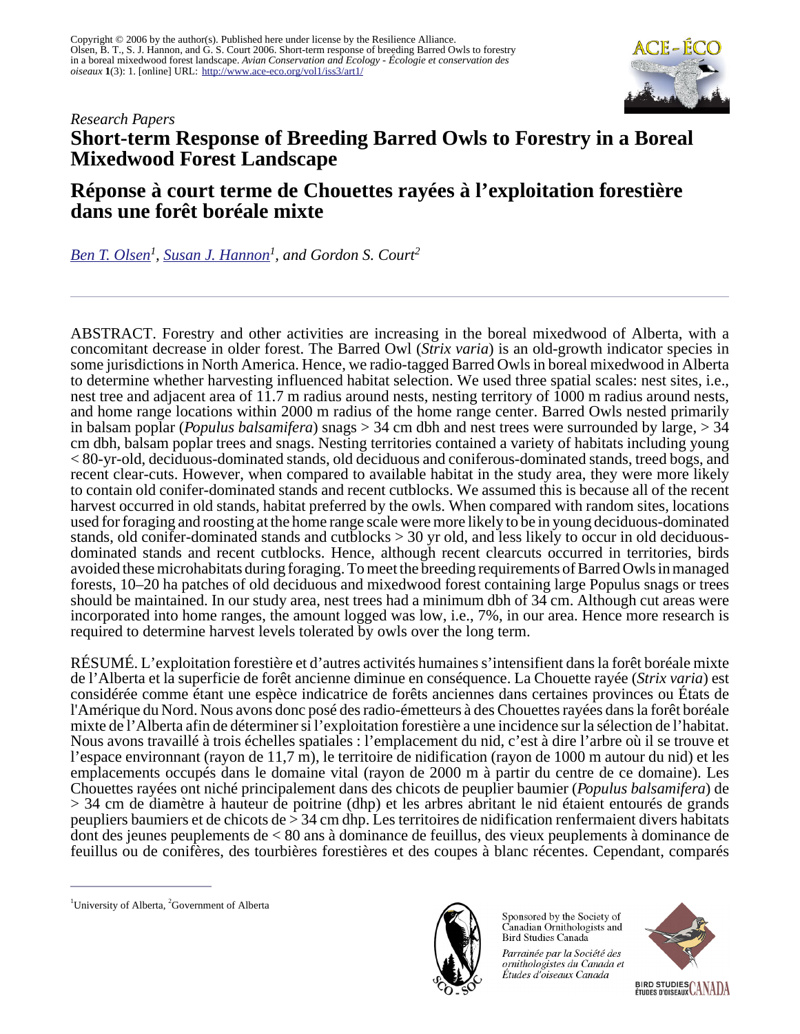Copyright © 2006 by the author(s). Published here under license by the Resilience Alliance.
Olsen, B. T., S. J. Hannon, and G. S. Court 2006. Short-term response of breeding Barred Owls to forestry in a boreal mixedwood forest landscape. *Avian Conservation and Ecology - Écologie et conservation des oiseaux* **1**(3): 1. [online] URL: http://www.ace-eco.org/vol1/iss3/art1/

*Research Papers*

# Short-term Response of Breeding Barred Owls to Forestry in a Boreal Mixedwood Forest Landscape

# Réponse à court terme de Chouettes rayées à l'exploitation forestière dans une forêt boréale mixte

*Ben T. Olsen*[1], *Susan J. Hannon*[1], *and Gordon S. Court*[2]

---

ABSTRACT. Forestry and other activities are increasing in the boreal mixedwood of Alberta, with a concomitant decrease in older forest. The Barred Owl (*Strix varia*) is an old-growth indicator species in some jurisdictions in North America. Hence, we radio-tagged Barred Owls in boreal mixedwood in Alberta to determine whether harvesting influenced habitat selection. We used three spatial scales: nest sites, i.e., nest tree and adjacent area of 11.7 m radius around nests, nesting territory of 1000 m radius around nests, and home range locations within 2000 m radius of the home range center. Barred Owls nested primarily in balsam poplar (*Populus balsamifera*) snags > 34 cm dbh and nest trees were surrounded by large, > 34 cm dbh, balsam poplar trees and snags. Nesting territories contained a variety of habitats including young < 80-yr-old, deciduous-dominated stands, old deciduous and coniferous-dominated stands, treed bogs, and recent clear-cuts. However, when compared to available habitat in the study area, they were more likely to contain old conifer-dominated stands and recent cutblocks. We assumed this is because all of the recent harvest occurred in old stands, habitat preferred by the owls. When compared with random sites, locations used for foraging and roosting at the home range scale were more likely to be in young deciduous-dominated stands, old conifer-dominated stands and cutblocks > 30 yr old, and less likely to occur in old deciduous-dominated stands and recent cutblocks. Hence, although recent clearcuts occurred in territories, birds avoided these microhabitats during foraging. To meet the breeding requirements of Barred Owls in managed forests, 10–20 ha patches of old deciduous and mixedwood forest containing large Populus snags or trees should be maintained. In our study area, nest trees had a minimum dbh of 34 cm. Although cut areas were incorporated into home ranges, the amount logged was low, i.e., 7%, in our area. Hence more research is required to determine harvest levels tolerated by owls over the long term.

RÉSUMÉ. L'exploitation forestière et d'autres activités humaines s'intensifient dans la forêt boréale mixte de l'Alberta et la superficie de forêt ancienne diminue en conséquence. La Chouette rayée (*Strix varia*) est considérée comme étant une espèce indicatrice de forêts anciennes dans certaines provinces ou États de l'Amérique du Nord. Nous avons donc posé des radio-émetteurs à des Chouettes rayées dans la forêt boréale mixte de l'Alberta afin de déterminer si l'exploitation forestière a une incidence sur la sélection de l'habitat. Nous avons travaillé à trois échelles spatiales : l'emplacement du nid, c'est à dire l'arbre où il se trouve et l'espace environnant (rayon de 11,7 m), le territoire de nidification (rayon de 1000 m autour du nid) et les emplacements occupés dans le domaine vital (rayon de 2000 m à partir du centre de ce domaine). Les Chouettes rayées ont niché principalement dans des chicots de peuplier baumier (*Populus balsamifera*) de > 34 cm de diamètre à hauteur de poitrine (dhp) et les arbres abritant le nid étaient entourés de grands peupliers baumiers et de chicots de > 34 cm dhp. Les territoires de nidification renfermaient divers habitats dont des jeunes peuplements de < 80 ans à dominance de feuillus, des vieux peuplements à dominance de feuillus ou de conifères, des tourbières forestières et des coupes à blanc récentes. Cependant, comparés

---

[1]University of Alberta, [2]Government of Alberta

Sponsored by the Society of Canadian Ornithologists and Bird Studies Canada

*Parrainée par la Société des ornithologistes du Canada et Études d'oiseaux Canada*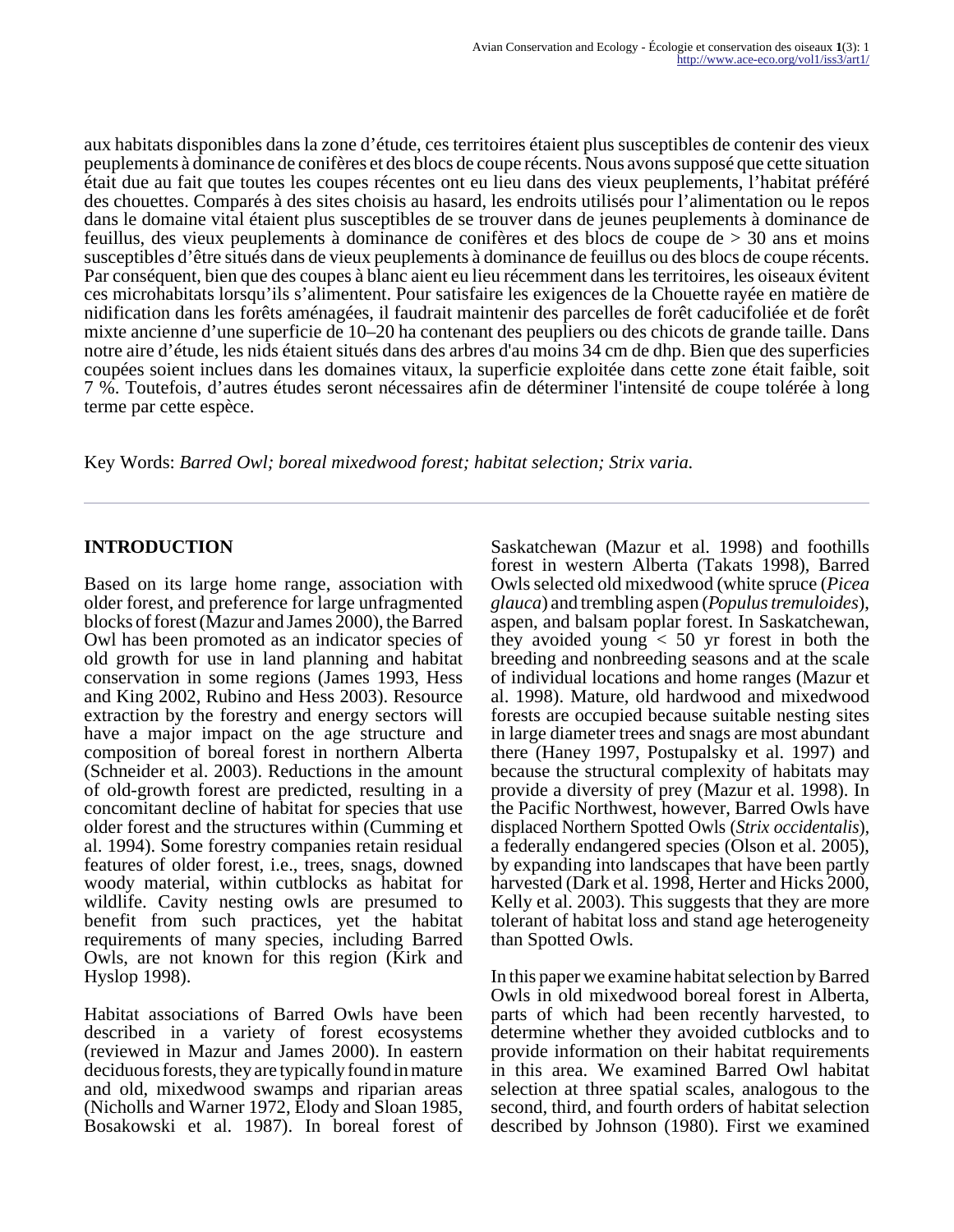aux habitats disponibles dans la zone d'étude, ces territoires étaient plus susceptibles de contenir des vieux peuplements à dominance de conifères et des blocs de coupe récents. Nous avons supposé que cette situation était due au fait que toutes les coupes récentes ont eu lieu dans des vieux peuplements, l'habitat préféré des chouettes. Comparés à des sites choisis au hasard, les endroits utilisés pour l'alimentation ou le repos dans le domaine vital étaient plus susceptibles de se trouver dans de jeunes peuplements à dominance de feuillus, des vieux peuplements à dominance de conifères et des blocs de coupe de > 30 ans et moins susceptibles d'être situés dans de vieux peuplements à dominance de feuillus ou des blocs de coupe récents. Par conséquent, bien que des coupes à blanc aient eu lieu récemment dans les territoires, les oiseaux évitent ces microhabitats lorsqu'ils s'alimentent. Pour satisfaire les exigences de la Chouette rayée en matière de nidification dans les forêts aménagées, il faudrait maintenir des parcelles de forêt caducifoliée et de forêt mixte ancienne d'une superficie de 10–20 ha contenant des peupliers ou des chicots de grande taille. Dans notre aire d'étude, les nids étaient situés dans des arbres d'au moins 34 cm de dhp. Bien que des superficies coupées soient incluses dans les domaines vitaux, la superficie exploitée dans cette zone était faible, soit 7 %. Toutefois, d'autres études seront nécessaires afin de déterminer l'intensité de coupe tolérée à long terme par cette espèce.

Key Words: *Barred Owl; boreal mixedwood forest; habitat selection; Strix varia.*

## INTRODUCTION

Based on its large home range, association with older forest, and preference for large unfragmented blocks of forest (Mazur and James 2000), the Barred Owl has been promoted as an indicator species of old growth for use in land planning and habitat conservation in some regions (James 1993, Hess and King 2002, Rubino and Hess 2003). Resource extraction by the forestry and energy sectors will have a major impact on the age structure and composition of boreal forest in northern Alberta (Schneider et al. 2003). Reductions in the amount of old-growth forest are predicted, resulting in a concomitant decline of habitat for species that use older forest and the structures within (Cumming et al. 1994). Some forestry companies retain residual features of older forest, i.e., trees, snags, downed woody material, within cutblocks as habitat for wildlife. Cavity nesting owls are presumed to benefit from such practices, yet the habitat requirements of many species, including Barred Owls, are not known for this region (Kirk and Hyslop 1998).

Habitat associations of Barred Owls have been described in a variety of forest ecosystems (reviewed in Mazur and James 2000). In eastern deciduous forests, they are typically found in mature and old, mixedwood swamps and riparian areas (Nicholls and Warner 1972, Elody and Sloan 1985, Bosakowski et al. 1987). In boreal forest of Saskatchewan (Mazur et al. 1998) and foothills forest in western Alberta (Takats 1998), Barred Owls selected old mixedwood (white spruce (*Picea glauca*) and trembling aspen (*Populus tremuloides*), aspen, and balsam poplar forest. In Saskatchewan, they avoided young < 50 yr forest in both the breeding and nonbreeding seasons and at the scale of individual locations and home ranges (Mazur et al. 1998). Mature, old hardwood and mixedwood forests are occupied because suitable nesting sites in large diameter trees and snags are most abundant there (Haney 1997, Postupalsky et al. 1997) and because the structural complexity of habitats may provide a diversity of prey (Mazur et al. 1998). In the Pacific Northwest, however, Barred Owls have displaced Northern Spotted Owls (*Strix occidentalis*), a federally endangered species (Olson et al. 2005), by expanding into landscapes that have been partly harvested (Dark et al. 1998, Herter and Hicks 2000, Kelly et al. 2003). This suggests that they are more tolerant of habitat loss and stand age heterogeneity than Spotted Owls.

In this paper we examine habitat selection by Barred Owls in old mixedwood boreal forest in Alberta, parts of which had been recently harvested, to determine whether they avoided cutblocks and to provide information on their habitat requirements in this area. We examined Barred Owl habitat selection at three spatial scales, analogous to the second, third, and fourth orders of habitat selection described by Johnson (1980). First we examined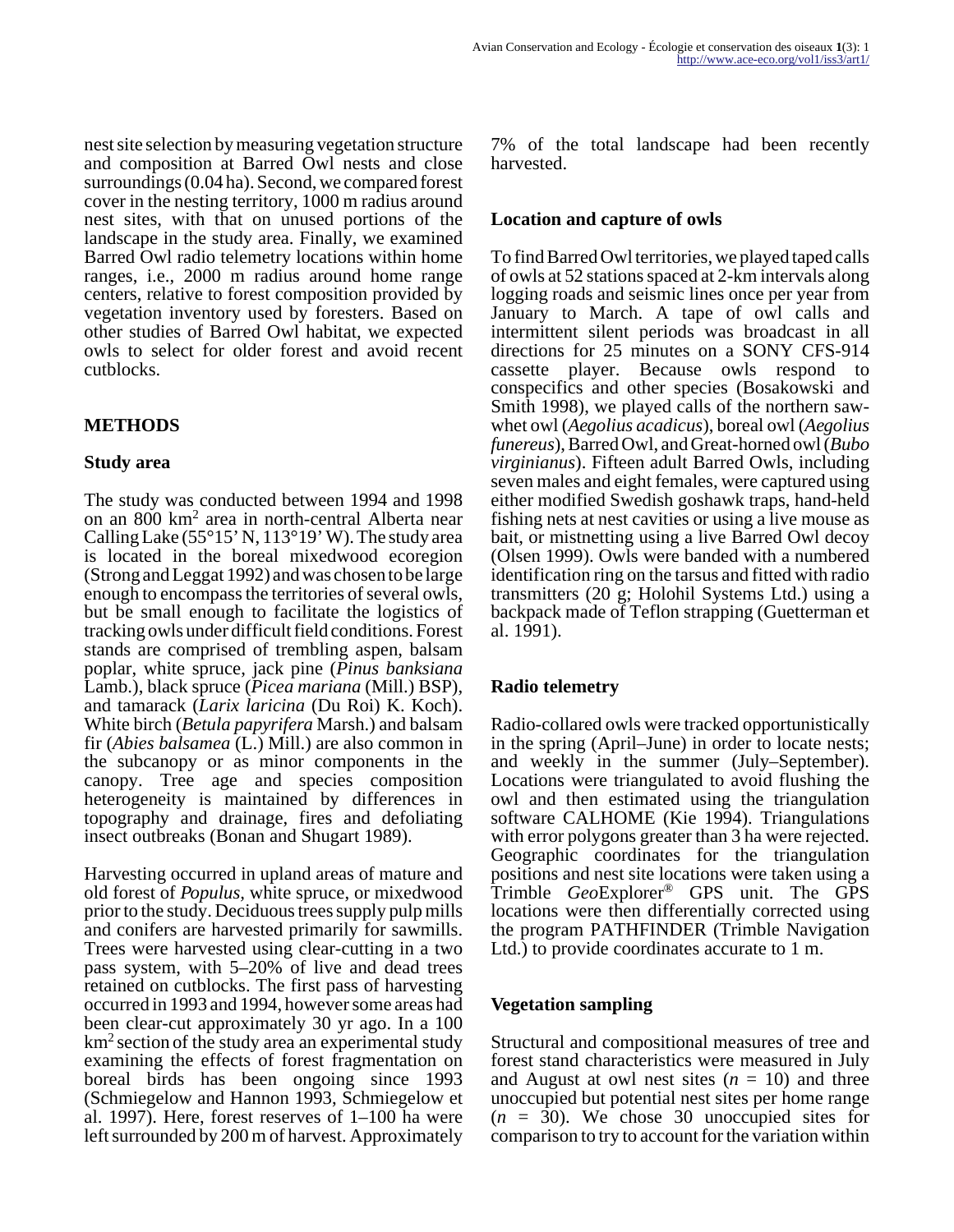nest site selection by measuring vegetation structure and composition at Barred Owl nests and close surroundings (0.04 ha). Second, we compared forest cover in the nesting territory, 1000 m radius around nest sites, with that on unused portions of the landscape in the study area. Finally, we examined Barred Owl radio telemetry locations within home ranges, i.e., 2000 m radius around home range centers, relative to forest composition provided by vegetation inventory used by foresters. Based on other studies of Barred Owl habitat, we expected owls to select for older forest and avoid recent cutblocks.

## METHODS

### Study area

The study was conducted between 1994 and 1998 on an 800 $km^2$ area in north-central Alberta near Calling Lake (55°15' N, 113°19' W). The study area is located in the boreal mixedwood ecoregion (Strong and Leggat 1992) and was chosen to be large enough to encompass the territories of several owls, but be small enough to facilitate the logistics of tracking owls under difficult field conditions. Forest stands are comprised of trembling aspen, balsam poplar, white spruce, jack pine (*Pinus banksiana* Lamb.), black spruce (*Picea mariana* (Mill.) BSP), and tamarack (*Larix laricina* (Du Roi) K. Koch). White birch (*Betula papyrifera* Marsh.) and balsam fir (*Abies balsamea* (L.) Mill.) are also common in the subcanopy or as minor components in the canopy. Tree age and species composition heterogeneity is maintained by differences in topography and drainage, fires and defoliating insect outbreaks (Bonan and Shugart 1989).

Harvesting occurred in upland areas of mature and old forest of *Populus*, white spruce, or mixedwood prior to the study. Deciduous trees supply pulp mills and conifers are harvested primarily for sawmills. Trees were harvested using clear-cutting in a two pass system, with 5–20% of live and dead trees retained on cutblocks. The first pass of harvesting occurred in 1993 and 1994, however some areas had been clear-cut approximately 30 yr ago. In a 100 $km^2$ section of the study area an experimental study examining the effects of forest fragmentation on boreal birds has been ongoing since 1993 (Schmiegelow and Hannon 1993, Schmiegelow et al. 1997). Here, forest reserves of 1–100 ha were left surrounded by 200 m of harvest. Approximately 7% of the total landscape had been recently harvested.

### Location and capture of owls

To find Barred Owl territories, we played taped calls of owls at 52 stations spaced at 2-km intervals along logging roads and seismic lines once per year from January to March. A tape of owl calls and intermittent silent periods was broadcast in all directions for 25 minutes on a SONY CFS-914 cassette player. Because owls respond to conspecifics and other species (Bosakowski and Smith 1998), we played calls of the northern saw-whet owl (*Aegolius acadicus*), boreal owl (*Aegolius funereus*), Barred Owl, and Great-horned owl (*Bubo virginianus*). Fifteen adult Barred Owls, including seven males and eight females, were captured using either modified Swedish goshawk traps, hand-held fishing nets at nest cavities or using a live mouse as bait, or mistnetting using a live Barred Owl decoy (Olsen 1999). Owls were banded with a numbered identification ring on the tarsus and fitted with radio transmitters (20 g; Holohil Systems Ltd.) using a backpack made of Teflon strapping (Guetterman et al. 1991).

### Radio telemetry

Radio-collared owls were tracked opportunistically in the spring (April–June) in order to locate nests; and weekly in the summer (July–September). Locations were triangulated to avoid flushing the owl and then estimated using the triangulation software CALHOME (Kie 1994). Triangulations with error polygons greater than 3 ha were rejected. Geographic coordinates for the triangulation positions and nest site locations were taken using a Trimble *Geo*Explorer® GPS unit. The GPS locations were then differentially corrected using the program PATHFINDER (Trimble Navigation Ltd.) to provide coordinates accurate to 1 m.

### Vegetation sampling

Structural and compositional measures of tree and forest stand characteristics were measured in July and August at owl nest sites ($n$ = 10) and three unoccupied but potential nest sites per home range ($n$ = 30). We chose 30 unoccupied sites for comparison to try to account for the variation within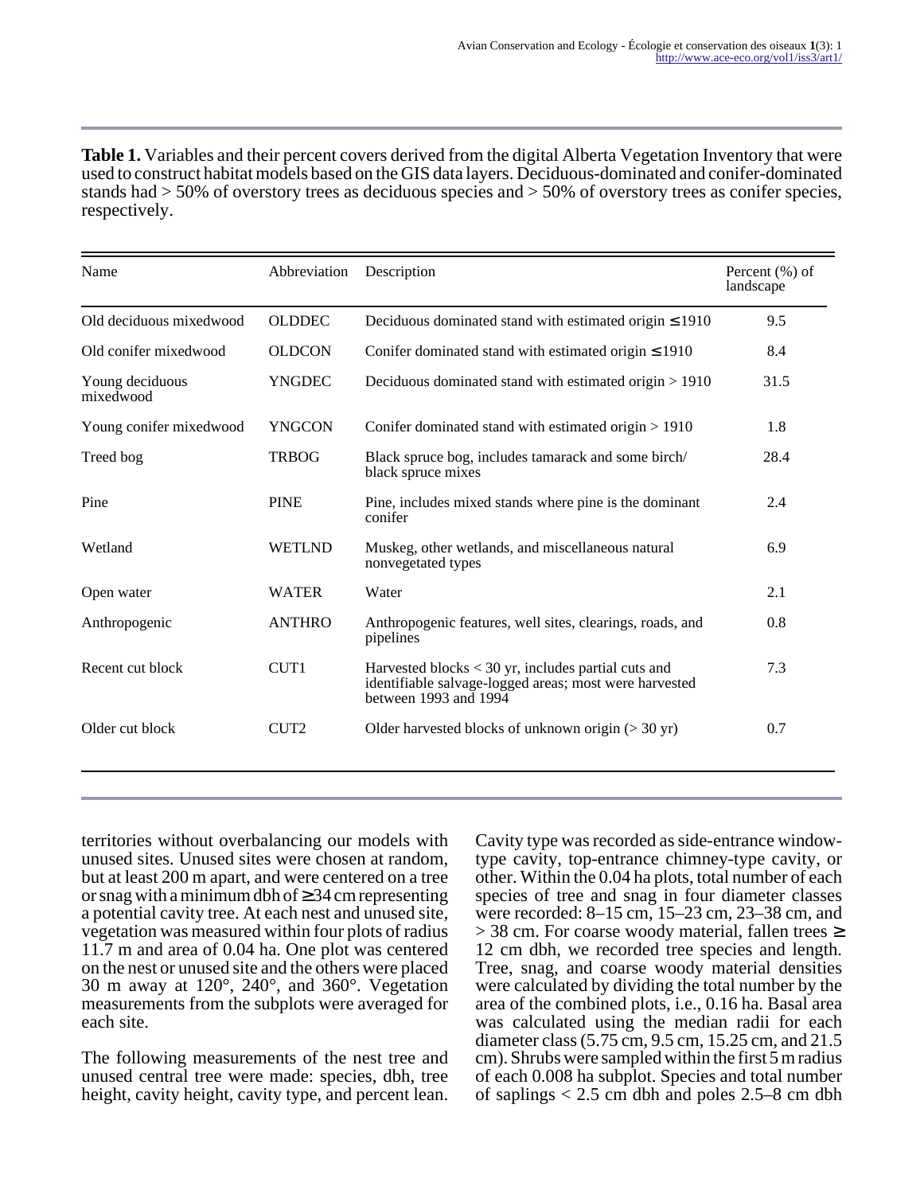**Table 1.** Variables and their percent covers derived from the digital Alberta Vegetation Inventory that were used to construct habitat models based on the GIS data layers. Deciduous-dominated and conifer-dominated stands had > 50% of overstory trees as deciduous species and > 50% of overstory trees as conifer species, respectively.

| Name | Abbreviation | Description | Percent (%) of landscape |
|---|---|---|---|
| Old deciduous mixedwood | OLDDEC | Deciduous dominated stand with estimated origin ≤ 1910 | 9.5 |
| Old conifer mixedwood | OLDCON | Conifer dominated stand with estimated origin ≤ 1910 | 8.4 |
| Young deciduous mixedwood | YNGDEC | Deciduous dominated stand with estimated origin > 1910 | 31.5 |
| Young conifer mixedwood | YNGCON | Conifer dominated stand with estimated origin > 1910 | 1.8 |
| Treed bog | TRBOG | Black spruce bog, includes tamarack and some birch/ black spruce mixes | 28.4 |
| Pine | PINE | Pine, includes mixed stands where pine is the dominant conifer | 2.4 |
| Wetland | WETLND | Muskeg, other wetlands, and miscellaneous natural nonvegetated types | 6.9 |
| Open water | WATER | Water | 2.1 |
| Anthropogenic | ANTHRO | Anthropogenic features, well sites, clearings, roads, and pipelines | 0.8 |
| Recent cut block | CUT1 | Harvested blocks < 30 yr, includes partial cuts and identifiable salvage-logged areas; most were harvested between 1993 and 1994 | 7.3 |
| Older cut block | CUT2 | Older harvested blocks of unknown origin (> 30 yr) | 0.7 |

territories without overbalancing our models with unused sites. Unused sites were chosen at random, but at least 200 m apart, and were centered on a tree or snag with a minimum dbh of ≥ 34 cm representing a potential cavity tree. At each nest and unused site, vegetation was measured within four plots of radius 11.7 m and area of 0.04 ha. One plot was centered on the nest or unused site and the others were placed 30 m away at 120°, 240°, and 360°. Vegetation measurements from the subplots were averaged for each site.

The following measurements of the nest tree and unused central tree were made: species, dbh, tree height, cavity height, cavity type, and percent lean. Cavity type was recorded as side-entrance window-type cavity, top-entrance chimney-type cavity, or other. Within the 0.04 ha plots, total number of each species of tree and snag in four diameter classes were recorded: 8–15 cm, 15–23 cm, 23–38 cm, and > 38 cm. For coarse woody material, fallen trees ≥ 12 cm dbh, we recorded tree species and length. Tree, snag, and coarse woody material densities were calculated by dividing the total number by the area of the combined plots, i.e., 0.16 ha. Basal area was calculated using the median radii for each diameter class (5.75 cm, 9.5 cm, 15.25 cm, and 21.5 cm). Shrubs were sampled within the first 5 m radius of each 0.008 ha subplot. Species and total number of saplings < 2.5 cm dbh and poles 2.5–8 cm dbh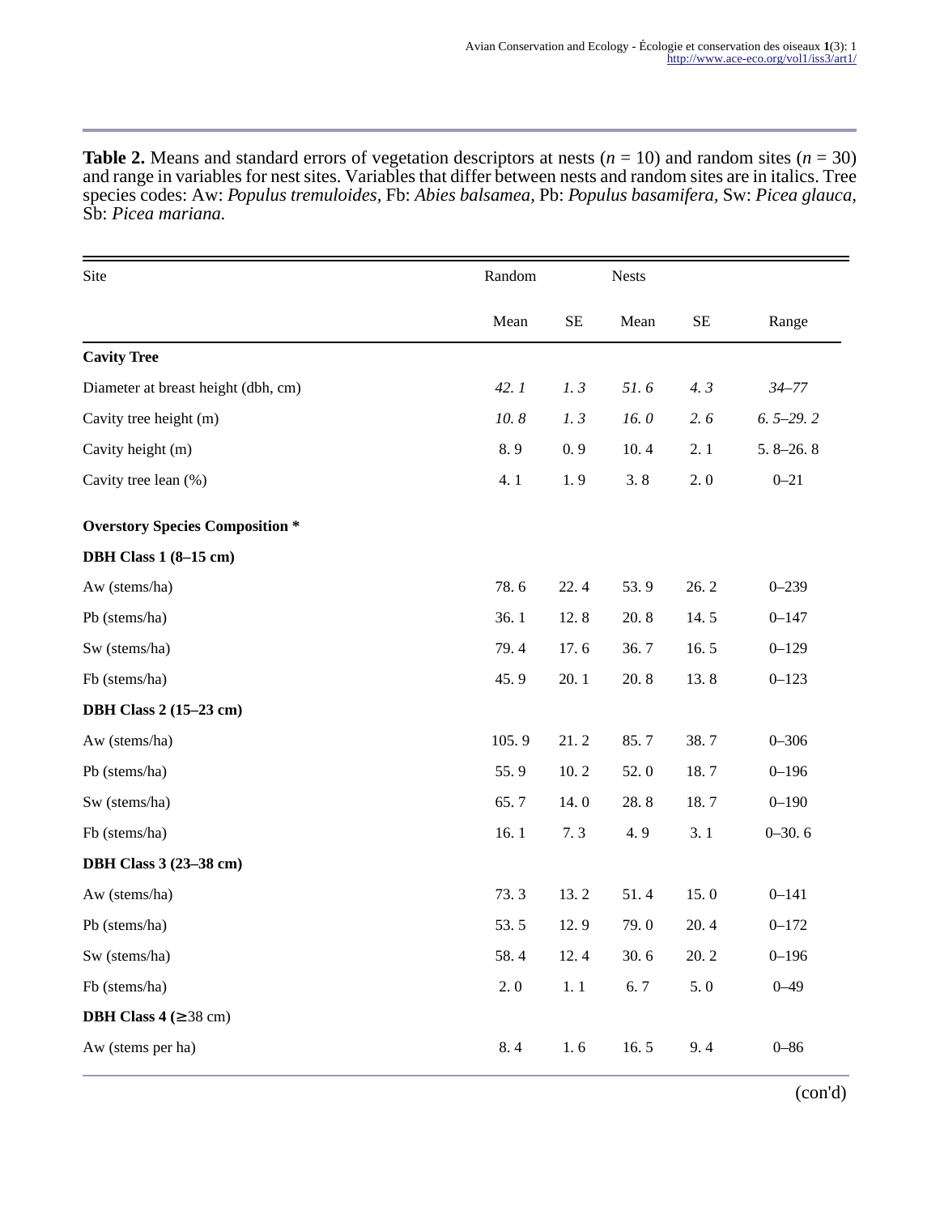**Table 2.** Means and standard errors of vegetation descriptors at nests ($n$ = 10) and random sites ($n$ = 30) and range in variables for nest sites. Variables that differ between nests and random sites are in italics. Tree species codes: Aw: *Populus tremuloides*, Fb: *Abies balsamea*, Pb: *Populus basamifera*, Sw: *Picea glauca*, Sb: *Picea mariana*.

| Site | Random | | Nests | | |
|---|---|---|---|---|---|
| | Mean | SE | Mean | SE | Range |
| **Cavity Tree** | | | | | |
| Diameter at breast height (dbh, cm) | *42. 1* | *1. 3* | *51. 6* | *4. 3* | *34–77* |
| Cavity tree height (m) | *10. 8* | *1. 3* | *16. 0* | *2. 6* | *6. 5–29. 2* |
| Cavity height (m) | 8. 9 | 0. 9 | 10. 4 | 2. 1 | 5. 8–26. 8 |
| Cavity tree lean (%) | 4. 1 | 1. 9 | 3. 8 | 2. 0 | 0–21 |
| **Overstory Species Composition *** | | | | | |
| **DBH Class 1 (8–15 cm)** | | | | | |
| Aw (stems/ha) | 78. 6 | 22. 4 | 53. 9 | 26. 2 | 0–239 |
| Pb (stems/ha) | 36. 1 | 12. 8 | 20. 8 | 14. 5 | 0–147 |
| Sw (stems/ha) | 79. 4 | 17. 6 | 36. 7 | 16. 5 | 0–129 |
| Fb (stems/ha) | 45. 9 | 20. 1 | 20. 8 | 13. 8 | 0–123 |
| **DBH Class 2 (15–23 cm)** | | | | | |
| Aw (stems/ha) | 105. 9 | 21. 2 | 85. 7 | 38. 7 | 0–306 |
| Pb (stems/ha) | 55. 9 | 10. 2 | 52. 0 | 18. 7 | 0–196 |
| Sw (stems/ha) | 65. 7 | 14. 0 | 28. 8 | 18. 7 | 0–190 |
| Fb (stems/ha) | 16. 1 | 7. 3 | 4. 9 | 3. 1 | 0–30. 6 |
| **DBH Class 3 (23–38 cm)** | | | | | |
| Aw (stems/ha) | 73. 3 | 13. 2 | 51. 4 | 15. 0 | 0–141 |
| Pb (stems/ha) | 53. 5 | 12. 9 | 79. 0 | 20. 4 | 0–172 |
| Sw (stems/ha) | 58. 4 | 12. 4 | 30. 6 | 20. 2 | 0–196 |
| Fb (stems/ha) | 2. 0 | 1. 1 | 6. 7 | 5. 0 | 0–49 |
| **DBH Class 4 (≥38 cm)** | | | | | |
| Aw (stems per ha) | 8. 4 | 1. 6 | 16. 5 | 9. 4 | 0–86 |

(con'd)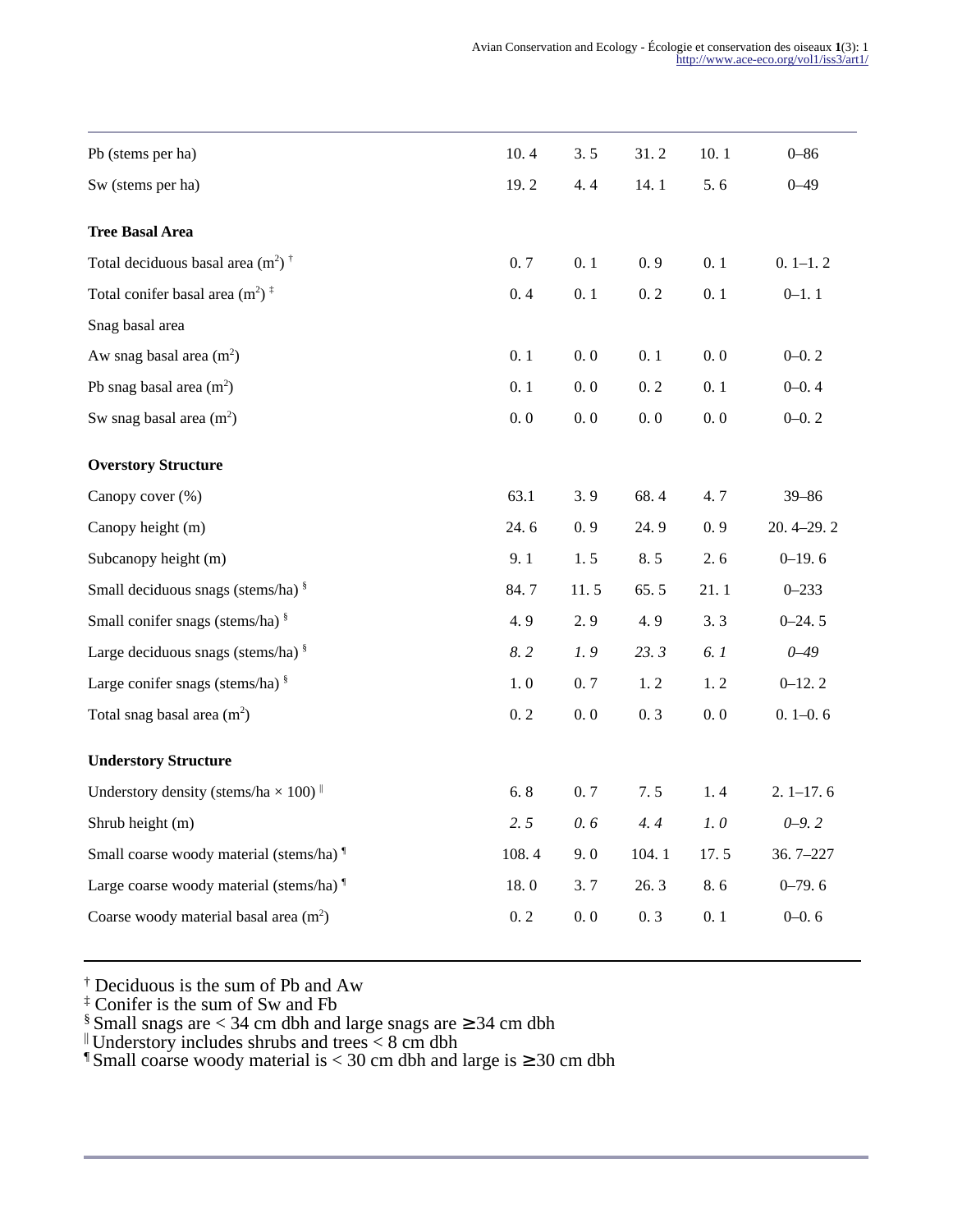| | | | | | |
|---|---|---|---|---|---|
| Pb (stems per ha) | 10. 4 | 3. 5 | 31. 2 | 10. 1 | 0–86 |
| Sw (stems per ha) | 19. 2 | 4. 4 | 14. 1 | 5. 6 | 0–49 |
| **Tree Basal Area** | | | | | |
| Total deciduous basal area ($m^2$) † | 0. 7 | 0. 1 | 0. 9 | 0. 1 | 0. 1–1. 2 |
| Total conifer basal area ($m^2$) ‡ | 0. 4 | 0. 1 | 0. 2 | 0. 1 | 0–1. 1 |
| Snag basal area | | | | | |
| Aw snag basal area ($m^2$) | 0. 1 | 0. 0 | 0. 1 | 0. 0 | 0–0. 2 |
| Pb snag basal area ($m^2$) | 0. 1 | 0. 0 | 0. 2 | 0. 1 | 0–0. 4 |
| Sw snag basal area ($m^2$) | 0. 0 | 0. 0 | 0. 0 | 0. 0 | 0–0. 2 |
| **Overstory Structure** | | | | | |
| Canopy cover (%) | 63.1 | 3. 9 | 68. 4 | 4. 7 | 39–86 |
| Canopy height (m) | 24. 6 | 0. 9 | 24. 9 | 0. 9 | 20. 4–29. 2 |
| Subcanopy height (m) | 9. 1 | 1. 5 | 8. 5 | 2. 6 | 0–19. 6 |
| Small deciduous snags (stems/ha) § | 84. 7 | 11. 5 | 65. 5 | 21. 1 | 0–233 |
| Small conifer snags (stems/ha) § | 4. 9 | 2. 9 | 4. 9 | 3. 3 | 0–24. 5 |
| Large deciduous snags (stems/ha) § | *8. 2* | *1. 9* | *23. 3* | *6. 1* | *0–49* |
| Large conifer snags (stems/ha) § | 1. 0 | 0. 7 | 1. 2 | 1. 2 | 0–12. 2 |
| Total snag basal area ($m^2$) | 0. 2 | 0. 0 | 0. 3 | 0. 0 | 0. 1–0. 6 |
| **Understory Structure** | | | | | |
| Understory density (stems/ha × 100) ‖ | 6. 8 | 0. 7 | 7. 5 | 1. 4 | 2. 1–17. 6 |
| Shrub height (m) | *2. 5* | *0. 6* | *4. 4* | *1. 0* | *0–9. 2* |
| Small coarse woody material (stems/ha) ¶ | 108. 4 | 9. 0 | 104. 1 | 17. 5 | 36. 7–227 |
| Large coarse woody material (stems/ha) ¶ | 18. 0 | 3. 7 | 26. 3 | 8. 6 | 0–79. 6 |
| Coarse woody material basal area ($m^2$) | 0. 2 | 0. 0 | 0. 3 | 0. 1 | 0–0. 6 |

† Deciduous is the sum of Pb and Aw
‡ Conifer is the sum of Sw and Fb
§ Small snags are < 34 cm dbh and large snags are ≥ 34 cm dbh
‖ Understory includes shrubs and trees < 8 cm dbh
¶ Small coarse woody material is < 30 cm dbh and large is ≥ 30 cm dbh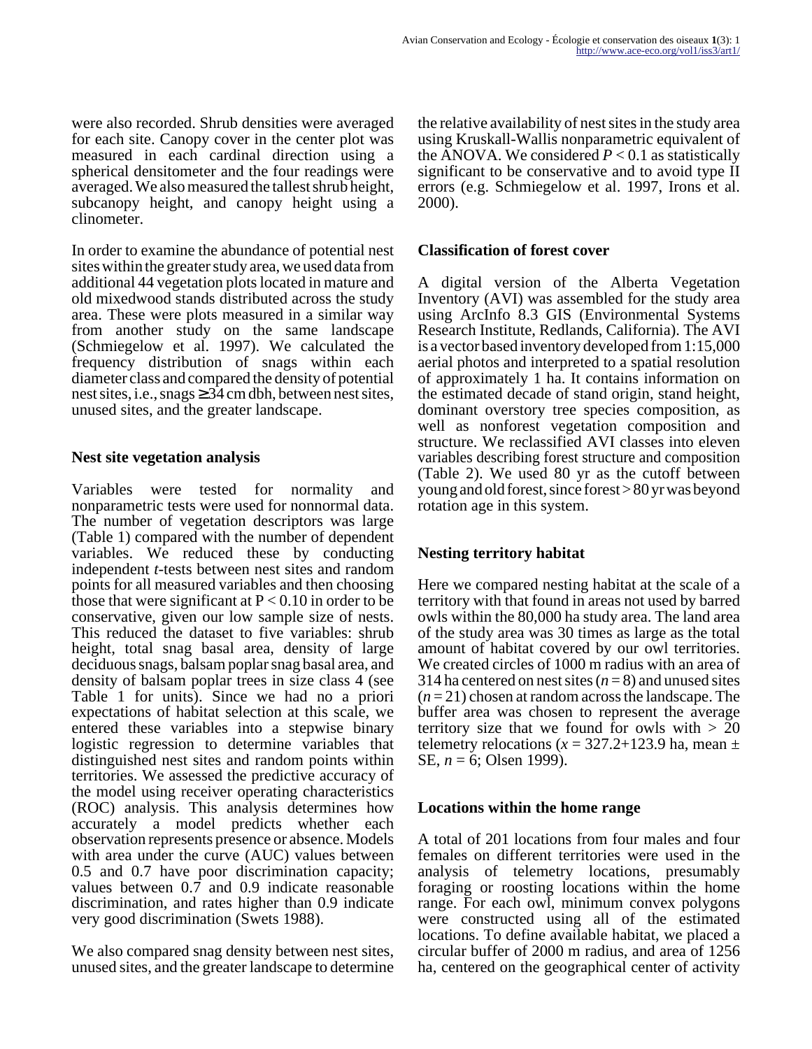were also recorded. Shrub densities were averaged for each site. Canopy cover in the center plot was measured in each cardinal direction using a spherical densitometer and the four readings were averaged. We also measured the tallest shrub height, subcanopy height, and canopy height using a clinometer.

In order to examine the abundance of potential nest sites within the greater study area, we used data from additional 44 vegetation plots located in mature and old mixedwood stands distributed across the study area. These were plots measured in a similar way from another study on the same landscape (Schmiegelow et al. 1997). We calculated the frequency distribution of snags within each diameter class and compared the density of potential nest sites, i.e., snags ≥ 34 cm dbh, between nest sites, unused sites, and the greater landscape.

### Nest site vegetation analysis

Variables were tested for normality and nonparametric tests were used for nonnormal data. The number of vegetation descriptors was large (Table 1) compared with the number of dependent variables. We reduced these by conducting independent *t*-tests between nest sites and random points for all measured variables and then choosing those that were significant at $P < 0.10$ in order to be conservative, given our low sample size of nests. This reduced the dataset to five variables: shrub height, total snag basal area, density of large deciduous snags, balsam poplar snag basal area, and density of balsam poplar trees in size class 4 (see Table 1 for units). Since we had no a priori expectations of habitat selection at this scale, we entered these variables into a stepwise binary logistic regression to determine variables that distinguished nest sites and random points within territories. We assessed the predictive accuracy of the model using receiver operating characteristics (ROC) analysis. This analysis determines how accurately a model predicts whether each observation represents presence or absence. Models with area under the curve (AUC) values between 0.5 and 0.7 have poor discrimination capacity; values between 0.7 and 0.9 indicate reasonable discrimination, and rates higher than 0.9 indicate very good discrimination (Swets 1988).

We also compared snag density between nest sites, unused sites, and the greater landscape to determine the relative availability of nest sites in the study area using Kruskall-Wallis nonparametric equivalent of the ANOVA. We considered $P < 0.1$ as statistically significant to be conservative and to avoid type II errors (e.g. Schmiegelow et al. 1997, Irons et al. 2000).

### Classification of forest cover

A digital version of the Alberta Vegetation Inventory (AVI) was assembled for the study area using ArcInfo 8.3 GIS (Environmental Systems Research Institute, Redlands, California). The AVI is a vector based inventory developed from 1:15,000 aerial photos and interpreted to a spatial resolution of approximately 1 ha. It contains information on the estimated decade of stand origin, stand height, dominant overstory tree species composition, as well as nonforest vegetation composition and structure. We reclassified AVI classes into eleven variables describing forest structure and composition (Table 2). We used 80 yr as the cutoff between young and old forest, since forest > 80 yr was beyond rotation age in this system.

### Nesting territory habitat

Here we compared nesting habitat at the scale of a territory with that found in areas not used by barred owls within the 80,000 ha study area. The land area of the study area was 30 times as large as the total amount of habitat covered by our owl territories. We created circles of 1000 m radius with an area of 314 ha centered on nest sites ($n = 8$) and unused sites ($n = 21$) chosen at random across the landscape. The buffer area was chosen to represent the average territory size that we found for owls with > 20 telemetry relocations ($x = 327.2+123.9$ ha, mean ± SE, $n = 6$; Olsen 1999).

### Locations within the home range

A total of 201 locations from four males and four females on different territories were used in the analysis of telemetry locations, presumably foraging or roosting locations within the home range. For each owl, minimum convex polygons were constructed using all of the estimated locations. To define available habitat, we placed a circular buffer of 2000 m radius, and area of 1256 ha, centered on the geographical center of activity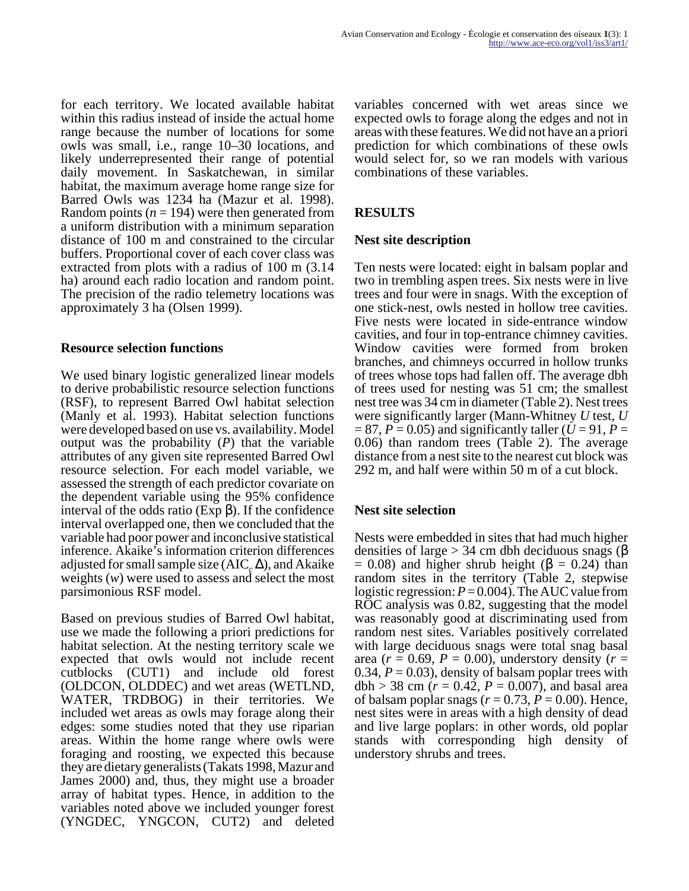for each territory. We located available habitat within this radius instead of inside the actual home range because the number of locations for some owls was small, i.e., range 10–30 locations, and likely underrepresented their range of potential daily movement. In Saskatchewan, in similar habitat, the maximum average home range size for Barred Owls was 1234 ha (Mazur et al. 1998). Random points ($n = 194$) were then generated from a uniform distribution with a minimum separation distance of 100 m and constrained to the circular buffers. Proportional cover of each cover class was extracted from plots with a radius of 100 m (3.14 ha) around each radio location and random point. The precision of the radio telemetry locations was approximately 3 ha (Olsen 1999).

### Resource selection functions

We used binary logistic generalized linear models to derive probabilistic resource selection functions (RSF), to represent Barred Owl habitat selection (Manly et al. 1993). Habitat selection functions were developed based on use vs. availability. Model output was the probability ($P$) that the variable attributes of any given site represented Barred Owl resource selection. For each model variable, we assessed the strength of each predictor covariate on the dependent variable using the 95% confidence interval of the odds ratio (Exp $\beta$). If the confidence interval overlapped one, then we concluded that the variable had poor power and inconclusive statistical inference. Akaike's information criterion differences adjusted for small sample size ($AIC_c \Delta$), and Akaike weights ($w$) were used to assess and select the most parsimonious RSF model.

Based on previous studies of Barred Owl habitat, use we made the following a priori predictions for habitat selection. At the nesting territory scale we expected that owls would not include recent cutblocks (CUT1) and include old forest (OLDCON, OLDDEC) and wet areas (WETLND, WATER, TRDBOG) in their territories. We included wet areas as owls may forage along their edges: some studies noted that they use riparian areas. Within the home range where owls were foraging and roosting, we expected this because they are dietary generalists (Takats 1998, Mazur and James 2000) and, thus, they might use a broader array of habitat types. Hence, in addition to the variables noted above we included younger forest (YNGDEC, YNGCON, CUT2) and deleted variables concerned with wet areas since we expected owls to forage along the edges and not in areas with these features. We did not have an a priori prediction for which combinations of these owls would select for, so we ran models with various combinations of these variables.

## RESULTS

### Nest site description

Ten nests were located: eight in balsam poplar and two in trembling aspen trees. Six nests were in live trees and four were in snags. With the exception of one stick-nest, owls nested in hollow tree cavities. Five nests were located in side-entrance window cavities, and four in top-entrance chimney cavities. Window cavities were formed from broken branches, and chimneys occurred in hollow trunks of trees whose tops had fallen off. The average dbh of trees used for nesting was 51 cm; the smallest nest tree was 34 cm in diameter (Table 2). Nest trees were significantly larger (Mann-Whitney $U$ test, $U = 87$, $P = 0.05$) and significantly taller ($U = 91$, $P = 0.06$) than random trees (Table 2). The average distance from a nest site to the nearest cut block was 292 m, and half were within 50 m of a cut block.

### Nest site selection

Nests were embedded in sites that had much higher densities of large > 34 cm dbh deciduous snags ($\beta = 0.08$) and higher shrub height ($\beta = 0.24$) than random sites in the territory (Table 2, stepwise logistic regression: $P = 0.004$). The AUC value from ROC analysis was 0.82, suggesting that the model was reasonably good at discriminating used from random nest sites. Variables positively correlated with large deciduous snags were total snag basal area ($r = 0.69$, $P = 0.00$), understory density ($r = 0.34$, $P = 0.03$), density of balsam poplar trees with dbh > 38 cm ($r = 0.42$, $P = 0.007$), and basal area of balsam poplar snags ($r = 0.73$, $P = 0.00$). Hence, nest sites were in areas with a high density of dead and live large poplars: in other words, old poplar stands with corresponding high density of understory shrubs and trees.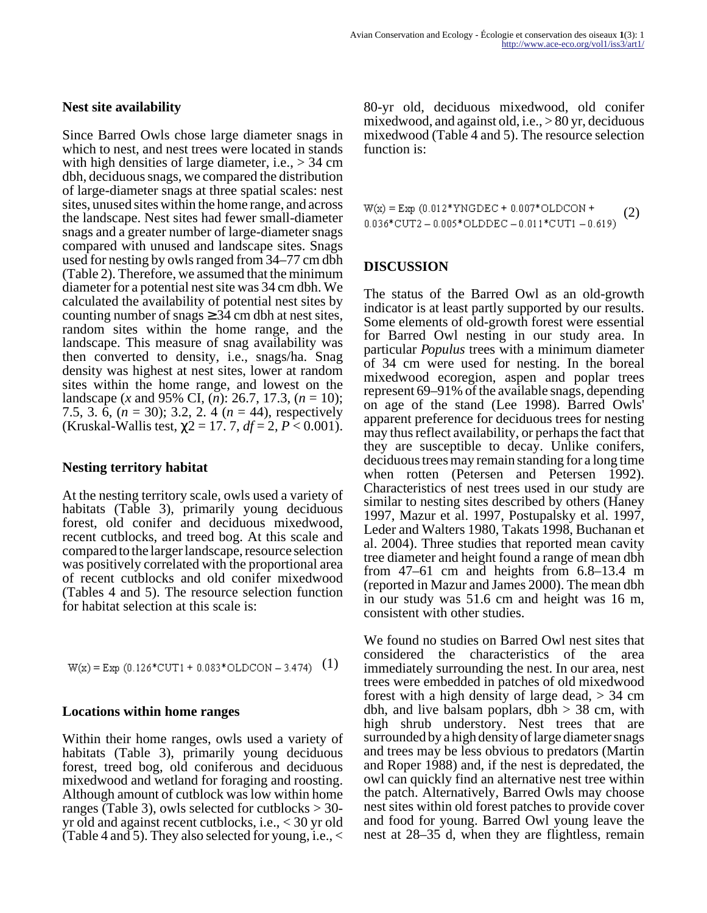### Nest site availability

Since Barred Owls chose large diameter snags in which to nest, and nest trees were located in stands with high densities of large diameter, i.e., > 34 cm dbh, deciduous snags, we compared the distribution of large-diameter snags at three spatial scales: nest sites, unused sites within the home range, and across the landscape. Nest sites had fewer small-diameter snags and a greater number of large-diameter snags compared with unused and landscape sites. Snags used for nesting by owls ranged from 34–77 cm dbh (Table 2). Therefore, we assumed that the minimum diameter for a potential nest site was 34 cm dbh. We calculated the availability of potential nest sites by counting number of snags ≥ 34 cm dbh at nest sites, random sites within the home range, and the landscape. This measure of snag availability was then converted to density, i.e., snags/ha. Snag density was highest at nest sites, lower at random sites within the home range, and lowest on the landscape (*x* and 95% CI, (*n*): 26.7, 17.3, (*n* = 10); 7.5, 3. 6, (*n* = 30); 3.2, 2. 4 (*n* = 44), respectively (Kruskal-Wallis test, $\chi 2 = 17.\ 7$, *df* = 2, *P* < 0.001).

### Nesting territory habitat

At the nesting territory scale, owls used a variety of habitats (Table 3), primarily young deciduous forest, old conifer and deciduous mixedwood, recent cutblocks, and treed bog. At this scale and compared to the larger landscape, resource selection was positively correlated with the proportional area of recent cutblocks and old conifer mixedwood (Tables 4 and 5). The resource selection function for habitat selection at this scale is:

$$W(x) = \text{Exp}\ (0.126*\text{CUT1} + 0.083*\text{OLDCON} - 3.474) \quad (1)$$

### Locations within home ranges

Within their home ranges, owls used a variety of habitats (Table 3), primarily young deciduous forest, treed bog, old coniferous and deciduous mixedwood and wetland for foraging and roosting. Although amount of cutblock was low within home ranges (Table 3), owls selected for cutblocks > 30-yr old and against recent cutblocks, i.e., < 30 yr old (Table 4 and 5). They also selected for young, i.e., < 80-yr old, deciduous mixedwood, old conifer mixedwood, and against old, i.e., > 80 yr, deciduous mixedwood (Table 4 and 5). The resource selection function is:

$$W(x) = \text{Exp}\ (0.012*\text{YNGDEC} + 0.007*\text{OLDCON} + 0.036*\text{CUT2} - 0.005*\text{OLDDEC} - 0.011*\text{CUT1} - 0.619) \quad (2)$$

## DISCUSSION

The status of the Barred Owl as an old-growth indicator is at least partly supported by our results. Some elements of old-growth forest were essential for Barred Owl nesting in our study area. In particular *Populus* trees with a minimum diameter of 34 cm were used for nesting. In the boreal mixedwood ecoregion, aspen and poplar trees represent 69–91% of the available snags, depending on age of the stand (Lee 1998). Barred Owls' apparent preference for deciduous trees for nesting may thus reflect availability, or perhaps the fact that they are susceptible to decay. Unlike conifers, deciduous trees may remain standing for a long time when rotten (Petersen and Petersen 1992). Characteristics of nest trees used in our study are similar to nesting sites described by others (Haney 1997, Mazur et al. 1997, Postupalsky et al. 1997, Leder and Walters 1980, Takats 1998, Buchanan et al. 2004). Three studies that reported mean cavity tree diameter and height found a range of mean dbh from 47–61 cm and heights from 6.8–13.4 m (reported in Mazur and James 2000). The mean dbh in our study was 51.6 cm and height was 16 m, consistent with other studies.

We found no studies on Barred Owl nest sites that considered the characteristics of the area immediately surrounding the nest. In our area, nest trees were embedded in patches of old mixedwood forest with a high density of large dead, > 34 cm dbh, and live balsam poplars, dbh > 38 cm, with high shrub understory. Nest trees that are surrounded by a high density of large diameter snags and trees may be less obvious to predators (Martin and Roper 1988) and, if the nest is depredated, the owl can quickly find an alternative nest tree within the patch. Alternatively, Barred Owls may choose nest sites within old forest patches to provide cover and food for young. Barred Owl young leave the nest at 28–35 d, when they are flightless, remain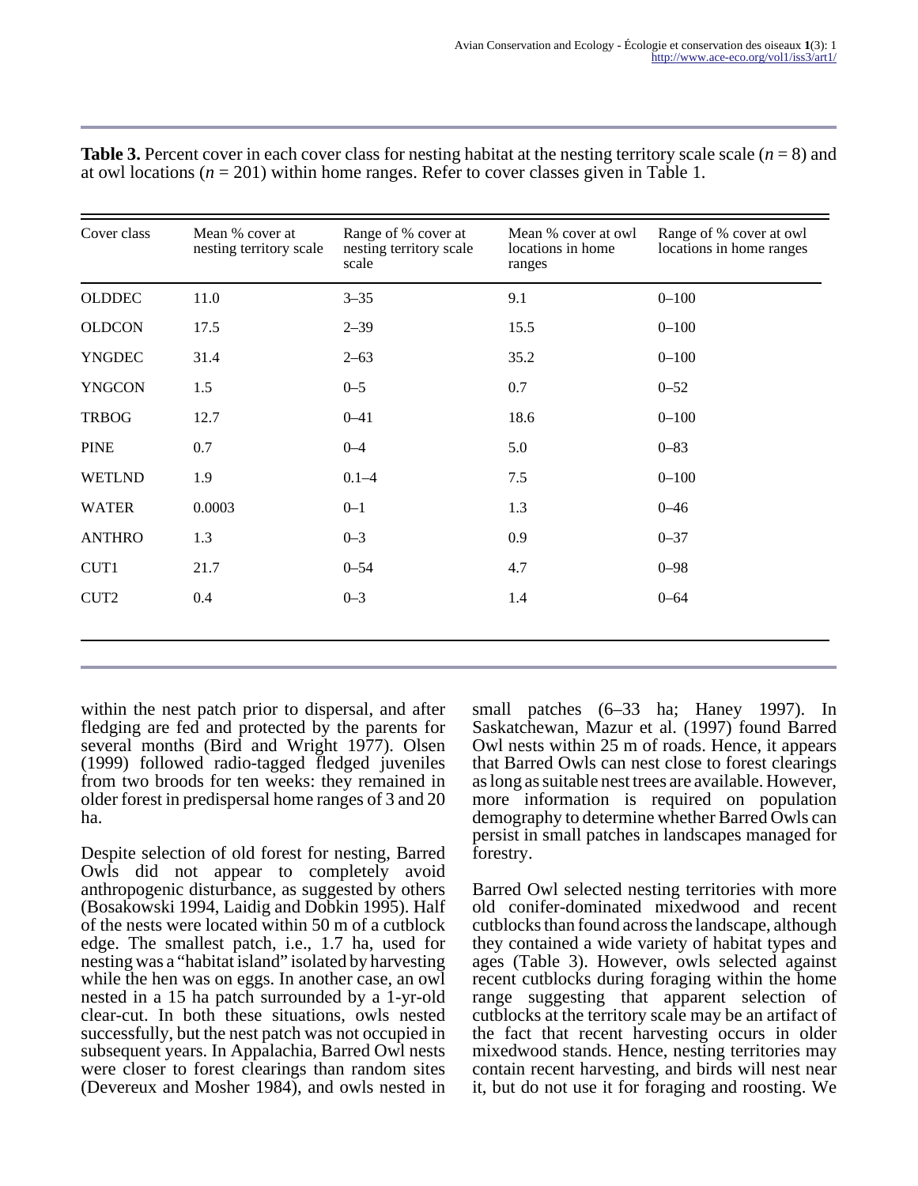**Table 3.** Percent cover in each cover class for nesting habitat at the nesting territory scale scale ($n = 8$) and at owl locations ($n = 201$) within home ranges. Refer to cover classes given in Table 1.

| Cover class | Mean % cover at nesting territory scale | Range of % cover at nesting territory scale scale | Mean % cover at owl locations in home ranges | Range of % cover at owl locations in home ranges |
|---|---|---|---|---|
| OLDDEC | 11.0 | 3–35 | 9.1 | 0–100 |
| OLDCON | 17.5 | 2–39 | 15.5 | 0–100 |
| YNGDEC | 31.4 | 2–63 | 35.2 | 0–100 |
| YNGCON | 1.5 | 0–5 | 0.7 | 0–52 |
| TRBOG | 12.7 | 0–41 | 18.6 | 0–100 |
| PINE | 0.7 | 0–4 | 5.0 | 0–83 |
| WETLND | 1.9 | 0.1–4 | 7.5 | 0–100 |
| WATER | 0.0003 | 0–1 | 1.3 | 0–46 |
| ANTHRO | 1.3 | 0–3 | 0.9 | 0–37 |
| CUT1 | 21.7 | 0–54 | 4.7 | 0–98 |
| CUT2 | 0.4 | 0–3 | 1.4 | 0–64 |

within the nest patch prior to dispersal, and after fledging are fed and protected by the parents for several months (Bird and Wright 1977). Olsen (1999) followed radio-tagged fledged juveniles from two broods for ten weeks: they remained in older forest in predispersal home ranges of 3 and 20 ha.

Despite selection of old forest for nesting, Barred Owls did not appear to completely avoid anthropogenic disturbance, as suggested by others (Bosakowski 1994, Laidig and Dobkin 1995). Half of the nests were located within 50 m of a cutblock edge. The smallest patch, i.e., 1.7 ha, used for nesting was a "habitat island" isolated by harvesting while the hen was on eggs. In another case, an owl nested in a 15 ha patch surrounded by a 1-yr-old clear-cut. In both these situations, owls nested successfully, but the nest patch was not occupied in subsequent years. In Appalachia, Barred Owl nests were closer to forest clearings than random sites (Devereux and Mosher 1984), and owls nested in small patches (6–33 ha; Haney 1997). In Saskatchewan, Mazur et al. (1997) found Barred Owl nests within 25 m of roads. Hence, it appears that Barred Owls can nest close to forest clearings as long as suitable nest trees are available. However, more information is required on population demography to determine whether Barred Owls can persist in small patches in landscapes managed for forestry.

Barred Owl selected nesting territories with more old conifer-dominated mixedwood and recent cutblocks than found across the landscape, although they contained a wide variety of habitat types and ages (Table 3). However, owls selected against recent cutblocks during foraging within the home range suggesting that apparent selection of cutblocks at the territory scale may be an artifact of the fact that recent harvesting occurs in older mixedwood stands. Hence, nesting territories may contain recent harvesting, and birds will nest near it, but do not use it for foraging and roosting. We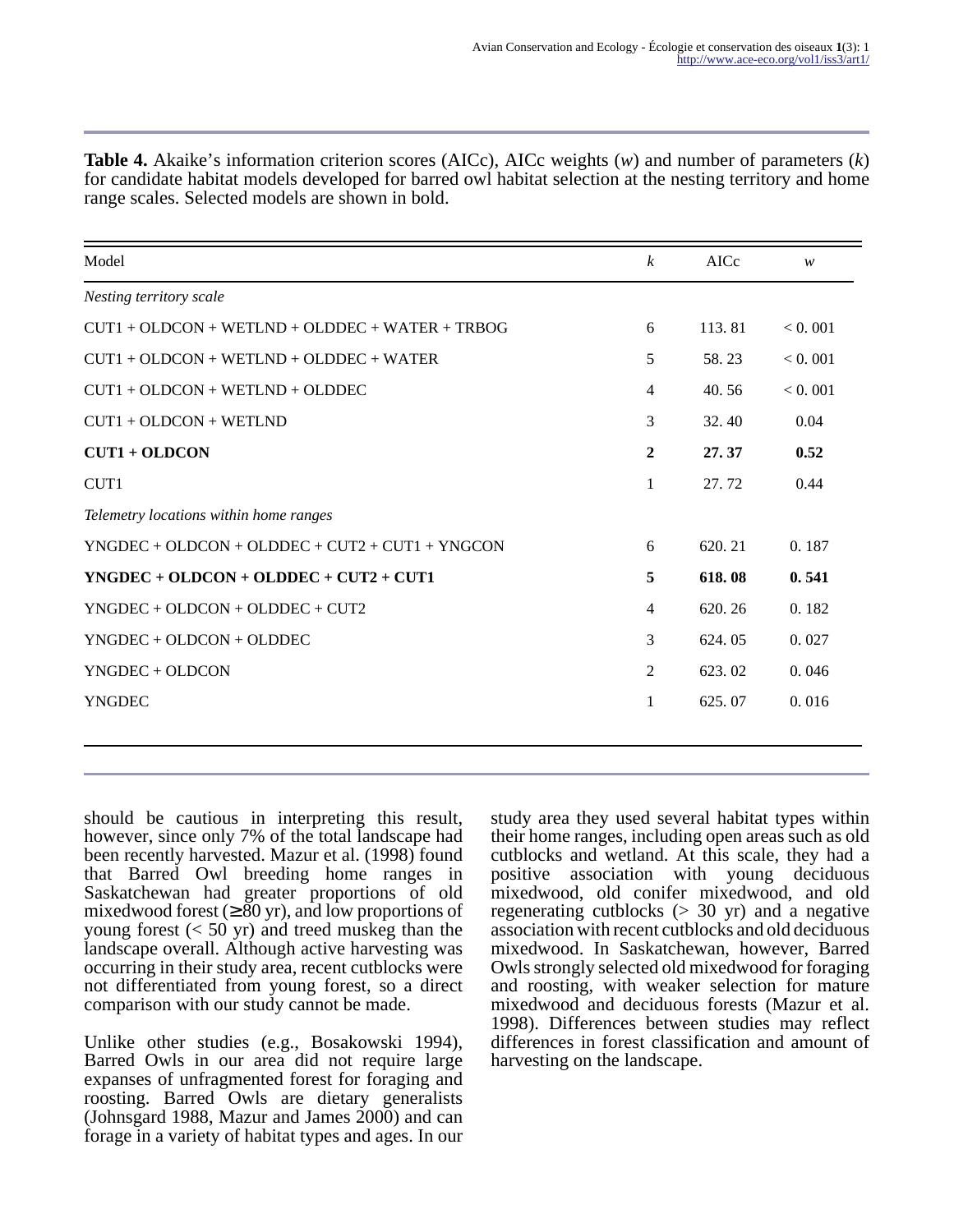**Table 4.** Akaike's information criterion scores (AICc), AICc weights (*w*) and number of parameters (*k*) for candidate habitat models developed for barred owl habitat selection at the nesting territory and home range scales. Selected models are shown in bold.

| Model | *k* | AICc | *w* |
|---|---|---|---|
| *Nesting territory scale* | | | |
| CUT1 + OLDCON + WETLND + OLDDEC + WATER + TRBOG | 6 | 113. 81 | < 0. 001 |
| CUT1 + OLDCON + WETLND + OLDDEC + WATER | 5 | 58. 23 | < 0. 001 |
| CUT1 + OLDCON + WETLND + OLDDEC | 4 | 40. 56 | < 0. 001 |
| CUT1 + OLDCON + WETLND | 3 | 32. 40 | 0.04 |
| **CUT1 + OLDCON** | **2** | **27. 37** | **0.52** |
| CUT1 | 1 | 27. 72 | 0.44 |
| *Telemetry locations within home ranges* | | | |
| YNGDEC + OLDCON + OLDDEC + CUT2 + CUT1 + YNGCON | 6 | 620. 21 | 0. 187 |
| **YNGDEC + OLDCON + OLDDEC + CUT2 + CUT1** | **5** | **618. 08** | **0. 541** |
| YNGDEC + OLDCON + OLDDEC + CUT2 | 4 | 620. 26 | 0. 182 |
| YNGDEC + OLDCON + OLDDEC | 3 | 624. 05 | 0. 027 |
| YNGDEC + OLDCON | 2 | 623. 02 | 0. 046 |
| YNGDEC | 1 | 625. 07 | 0. 016 |

should be cautious in interpreting this result, however, since only 7% of the total landscape had been recently harvested. Mazur et al. (1998) found that Barred Owl breeding home ranges in Saskatchewan had greater proportions of old mixedwood forest (≥ 80 yr), and low proportions of young forest (< 50 yr) and treed muskeg than the landscape overall. Although active harvesting was occurring in their study area, recent cutblocks were not differentiated from young forest, so a direct comparison with our study cannot be made.

Unlike other studies (e.g., Bosakowski 1994), Barred Owls in our area did not require large expanses of unfragmented forest for foraging and roosting. Barred Owls are dietary generalists (Johnsgard 1988, Mazur and James 2000) and can forage in a variety of habitat types and ages. In our study area they used several habitat types within their home ranges, including open areas such as old cutblocks and wetland. At this scale, they had a positive association with young deciduous mixedwood, old conifer mixedwood, and old regenerating cutblocks (> 30 yr) and a negative association with recent cutblocks and old deciduous mixedwood. In Saskatchewan, however, Barred Owls strongly selected old mixedwood for foraging and roosting, with weaker selection for mature mixedwood and deciduous forests (Mazur et al. 1998). Differences between studies may reflect differences in forest classification and amount of harvesting on the landscape.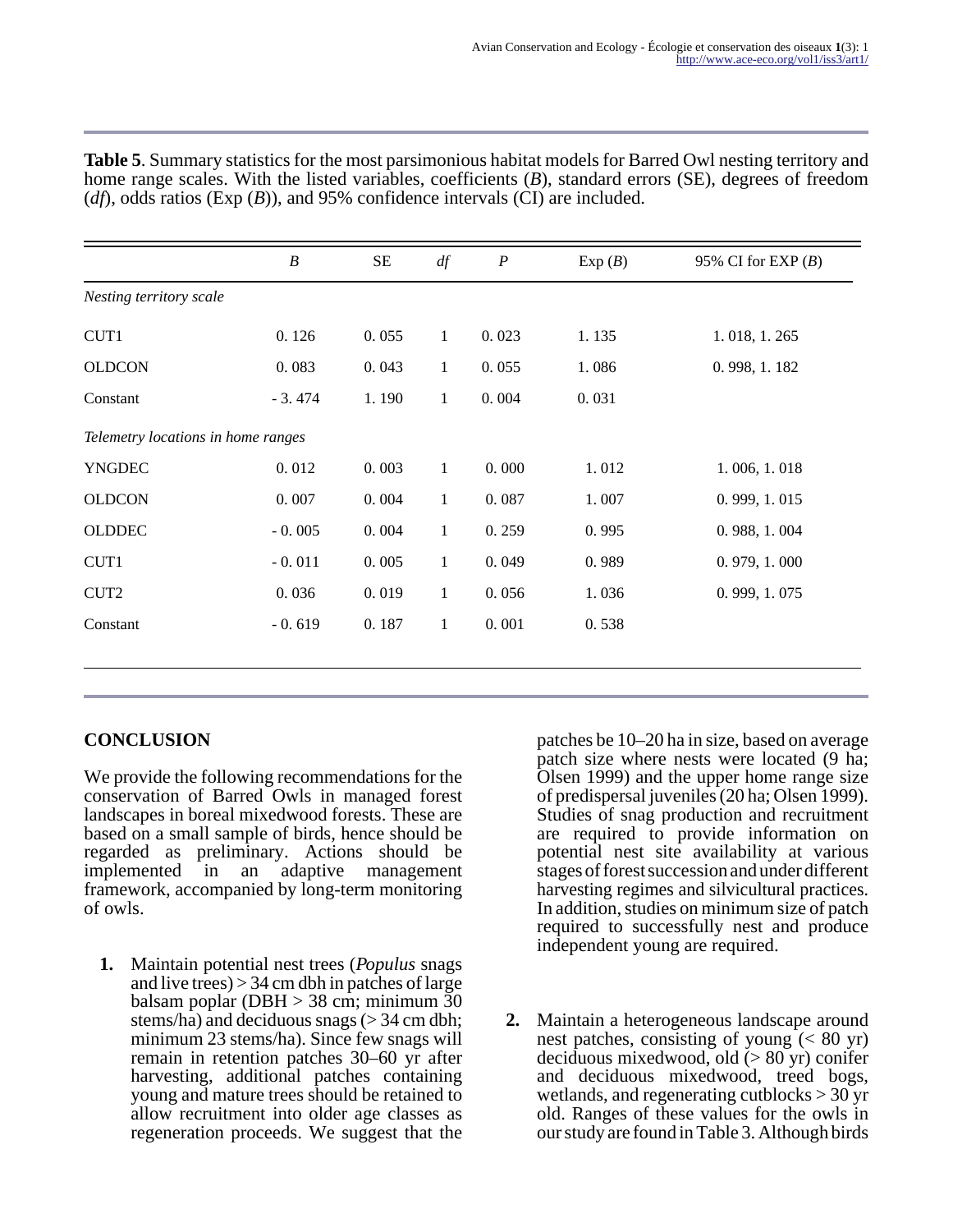**Table 5**. Summary statistics for the most parsimonious habitat models for Barred Owl nesting territory and home range scales. With the listed variables, coefficients (*B*), standard errors (SE), degrees of freedom (*df*), odds ratios (Exp (*B*)), and 95% confidence intervals (CI) are included.

| | *B* | SE | *df* | *P* | Exp (*B*) | 95% CI for EXP (*B*) |
|---|---|---|---|---|---|---|
| *Nesting territory scale* | | | | | | |
| CUT1 | 0. 126 | 0. 055 | 1 | 0. 023 | 1. 135 | 1. 018, 1. 265 |
| OLDCON | 0. 083 | 0. 043 | 1 | 0. 055 | 1. 086 | 0. 998, 1. 182 |
| Constant | - 3. 474 | 1. 190 | 1 | 0. 004 | 0. 031 | |
| *Telemetry locations in home ranges* | | | | | | |
| YNGDEC | 0. 012 | 0. 003 | 1 | 0. 000 | 1. 012 | 1. 006, 1. 018 |
| OLDCON | 0. 007 | 0. 004 | 1 | 0. 087 | 1. 007 | 0. 999, 1. 015 |
| OLDDEC | - 0. 005 | 0. 004 | 1 | 0. 259 | 0. 995 | 0. 988, 1. 004 |
| CUT1 | - 0. 011 | 0. 005 | 1 | 0. 049 | 0. 989 | 0. 979, 1. 000 |
| CUT2 | 0. 036 | 0. 019 | 1 | 0. 056 | 1. 036 | 0. 999, 1. 075 |
| Constant | - 0. 619 | 0. 187 | 1 | 0. 001 | 0. 538 | |

## CONCLUSION

We provide the following recommendations for the conservation of Barred Owls in managed forest landscapes in boreal mixedwood forests. These are based on a small sample of birds, hence should be regarded as preliminary. Actions should be implemented in an adaptive management framework, accompanied by long-term monitoring of owls.

1. Maintain potential nest trees (*Populus* snags and live trees) > 34 cm dbh in patches of large balsam poplar (DBH > 38 cm; minimum 30 stems/ha) and deciduous snags (> 34 cm dbh; minimum 23 stems/ha). Since few snags will remain in retention patches 30–60 yr after harvesting, additional patches containing young and mature trees should be retained to allow recruitment into older age classes as regeneration proceeds. We suggest that the patches be 10–20 ha in size, based on average patch size where nests were located (9 ha; Olsen 1999) and the upper home range size of predispersal juveniles (20 ha; Olsen 1999). Studies of snag production and recruitment are required to provide information on potential nest site availability at various stages of forest succession and under different harvesting regimes and silvicultural practices. In addition, studies on minimum size of patch required to successfully nest and produce independent young are required.

2. Maintain a heterogeneous landscape around nest patches, consisting of young (< 80 yr) deciduous mixedwood, old (> 80 yr) conifer and deciduous mixedwood, treed bogs, wetlands, and regenerating cutblocks > 30 yr old. Ranges of these values for the owls in our study are found in Table 3. Although birds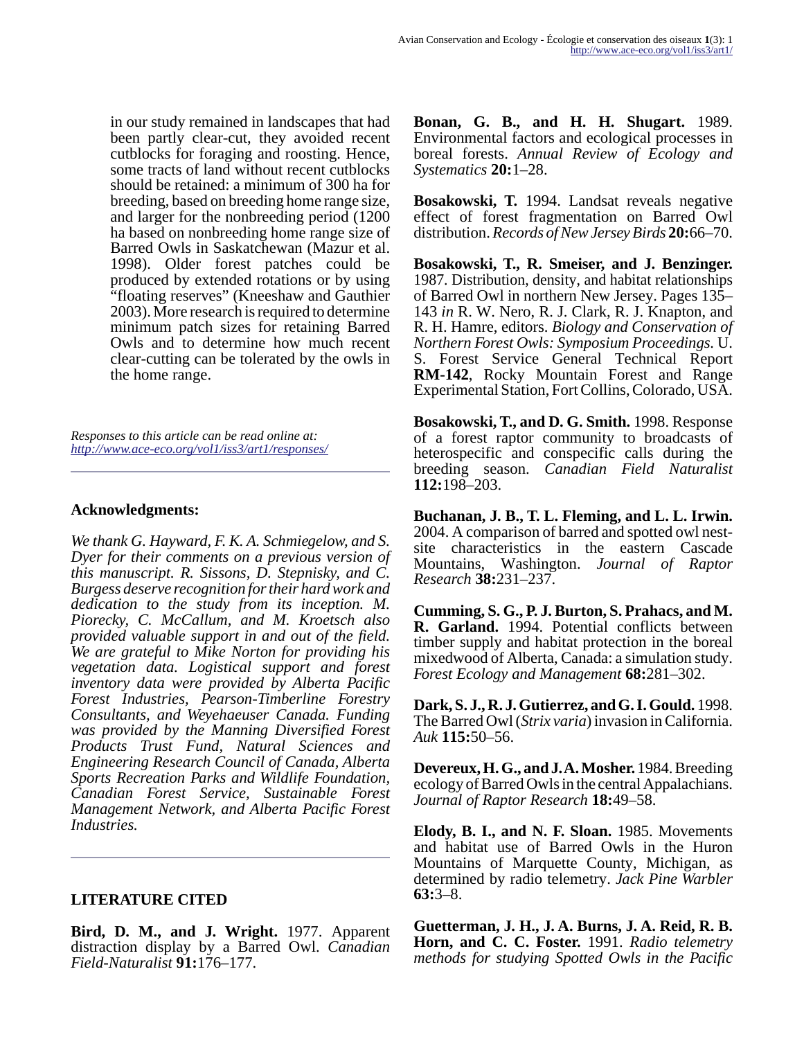in our study remained in landscapes that had been partly clear-cut, they avoided recent cutblocks for foraging and roosting. Hence, some tracts of land without recent cutblocks should be retained: a minimum of 300 ha for breeding, based on breeding home range size, and larger for the nonbreeding period (1200 ha based on nonbreeding home range size of Barred Owls in Saskatchewan (Mazur et al. 1998). Older forest patches could be produced by extended rotations or by using "floating reserves" (Kneeshaw and Gauthier 2003). More research is required to determine minimum patch sizes for retaining Barred Owls and to determine how much recent clear-cutting can be tolerated by the owls in the home range.

*Responses to this article can be read online at:*
*http://www.ace-eco.org/vol1/iss3/art1/responses/*

## Acknowledgments:

*We thank G. Hayward, F. K. A. Schmiegelow, and S. Dyer for their comments on a previous version of this manuscript. R. Sissons, D. Stepnisky, and C. Burgess deserve recognition for their hard work and dedication to the study from its inception. M. Piorecky, C. McCallum, and M. Kroetsch also provided valuable support in and out of the field. We are grateful to Mike Norton for providing his vegetation data. Logistical support and forest inventory data were provided by Alberta Pacific Forest Industries, Pearson-Timberline Forestry Consultants, and Weyehaeuser Canada. Funding was provided by the Manning Diversified Forest Products Trust Fund, Natural Sciences and Engineering Research Council of Canada, Alberta Sports Recreation Parks and Wildlife Foundation, Canadian Forest Service, Sustainable Forest Management Network, and Alberta Pacific Forest Industries.*

## LITERATURE CITED

**Bird, D. M., and J. Wright.** 1977. Apparent distraction display by a Barred Owl. *Canadian Field-Naturalist* **91:**176–177.

**Bonan, G. B., and H. H. Shugart.** 1989. Environmental factors and ecological processes in boreal forests. *Annual Review of Ecology and Systematics* **20:**1–28.

**Bosakowski, T.** 1994. Landsat reveals negative effect of forest fragmentation on Barred Owl distribution. *Records of New Jersey Birds* **20:**66–70.

**Bosakowski, T., R. Smeiser, and J. Benzinger.** 1987. Distribution, density, and habitat relationships of Barred Owl in northern New Jersey. Pages 135–143 *in* R. W. Nero, R. J. Clark, R. J. Knapton, and R. H. Hamre, editors. *Biology and Conservation of Northern Forest Owls: Symposium Proceedings.* U. S. Forest Service General Technical Report **RM-142**, Rocky Mountain Forest and Range Experimental Station, Fort Collins, Colorado, USA.

**Bosakowski, T., and D. G. Smith.** 1998. Response of a forest raptor community to broadcasts of heterospecific and conspecific calls during the breeding season. *Canadian Field Naturalist* **112:**198–203.

**Buchanan, J. B., T. L. Fleming, and L. L. Irwin.** 2004. A comparison of barred and spotted owl nest-site characteristics in the eastern Cascade Mountains, Washington. *Journal of Raptor Research* **38:**231–237.

**Cumming, S. G., P. J. Burton, S. Prahacs, and M. R. Garland.** 1994. Potential conflicts between timber supply and habitat protection in the boreal mixedwood of Alberta, Canada: a simulation study. *Forest Ecology and Management* **68:**281–302.

**Dark, S. J., R. J. Gutierrez, and G. I. Gould.** 1998. The Barred Owl (*Strix varia*) invasion in California. *Auk* **115:**50–56.

**Devereux, H. G., and J. A. Mosher.** 1984. Breeding ecology of Barred Owls in the central Appalachians. *Journal of Raptor Research* **18:**49–58.

**Elody, B. I., and N. F. Sloan.** 1985. Movements and habitat use of Barred Owls in the Huron Mountains of Marquette County, Michigan, as determined by radio telemetry. *Jack Pine Warbler* **63:**3–8.

**Guetterman, J. H., J. A. Burns, J. A. Reid, R. B. Horn, and C. C. Foster.** 1991. *Radio telemetry methods for studying Spotted Owls in the Pacific*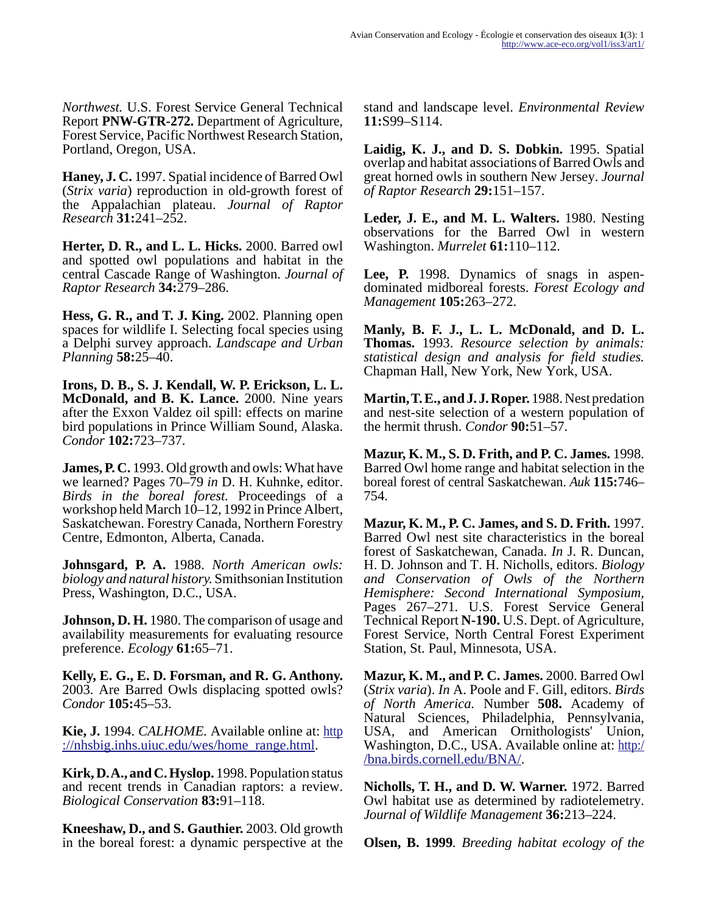*Northwest.* U.S. Forest Service General Technical Report **PNW-GTR-272.** Department of Agriculture, Forest Service, Pacific Northwest Research Station, Portland, Oregon, USA.

**Haney, J. C.** 1997. Spatial incidence of Barred Owl (*Strix varia*) reproduction in old-growth forest of the Appalachian plateau. *Journal of Raptor Research* **31:**241–252.

**Herter, D. R., and L. L. Hicks.** 2000. Barred owl and spotted owl populations and habitat in the central Cascade Range of Washington. *Journal of Raptor Research* **34:**279–286.

**Hess, G. R., and T. J. King.** 2002. Planning open spaces for wildlife I. Selecting focal species using a Delphi survey approach. *Landscape and Urban Planning* **58:**25–40.

**Irons, D. B., S. J. Kendall, W. P. Erickson, L. L. McDonald, and B. K. Lance.** 2000. Nine years after the Exxon Valdez oil spill: effects on marine bird populations in Prince William Sound, Alaska. *Condor* **102:**723–737.

**James, P. C.** 1993. Old growth and owls: What have we learned? Pages 70–79 *in* D. H. Kuhnke, editor. *Birds in the boreal forest.* Proceedings of a workshop held March 10–12, 1992 in Prince Albert, Saskatchewan. Forestry Canada, Northern Forestry Centre, Edmonton, Alberta, Canada.

**Johnsgard, P. A.** 1988. *North American owls: biology and natural history.* Smithsonian Institution Press, Washington, D.C., USA.

**Johnson, D. H.** 1980. The comparison of usage and availability measurements for evaluating resource preference. *Ecology* **61:**65–71.

**Kelly, E. G., E. D. Forsman, and R. G. Anthony.** 2003. Are Barred Owls displacing spotted owls? *Condor* **105:**45–53.

**Kie, J.** 1994. *CALHOME.* Available online at: http://nhsbig.inhs.uiuc.edu/wes/home_range.html.

**Kirk, D. A., and C. Hyslop.** 1998. Population status and recent trends in Canadian raptors: a review. *Biological Conservation* **83:**91–118.

**Kneeshaw, D., and S. Gauthier.** 2003. Old growth in the boreal forest: a dynamic perspective at the stand and landscape level. *Environmental Review* **11:**S99–S114.

**Laidig, K. J., and D. S. Dobkin.** 1995. Spatial overlap and habitat associations of Barred Owls and great horned owls in southern New Jersey. *Journal of Raptor Research* **29:**151–157.

**Leder, J. E., and M. L. Walters.** 1980. Nesting observations for the Barred Owl in western Washington. *Murrelet* **61:**110–112.

**Lee, P.** 1998. Dynamics of snags in aspen-dominated midboreal forests. *Forest Ecology and Management* **105:**263–272.

**Manly, B. F. J., L. L. McDonald, and D. L. Thomas.** 1993. *Resource selection by animals: statistical design and analysis for field studies.* Chapman Hall, New York, New York, USA.

**Martin, T. E., and J. J. Roper.** 1988. Nest predation and nest-site selection of a western population of the hermit thrush. *Condor* **90:**51–57.

**Mazur, K. M., S. D. Frith, and P. C. James.** 1998. Barred Owl home range and habitat selection in the boreal forest of central Saskatchewan. *Auk* **115:**746–754.

**Mazur, K. M., P. C. James, and S. D. Frith.** 1997. Barred Owl nest site characteristics in the boreal forest of Saskatchewan, Canada. *In* J. R. Duncan, H. D. Johnson and T. H. Nicholls, editors. *Biology and Conservation of Owls of the Northern Hemisphere: Second International Symposium,* Pages 267–271. U.S. Forest Service General Technical Report **N-190.** U.S. Dept. of Agriculture, Forest Service, North Central Forest Experiment Station, St. Paul, Minnesota, USA.

**Mazur, K. M., and P. C. James.** 2000. Barred Owl (*Strix varia*). *In* A. Poole and F. Gill, editors. *Birds of North America.* Number **508.** Academy of Natural Sciences, Philadelphia, Pennsylvania, USA, and American Ornithologists' Union, Washington, D.C., USA. Available online at: http://bna.birds.cornell.edu/BNA/.

**Nicholls, T. H., and D. W. Warner.** 1972. Barred Owl habitat use as determined by radiotelemetry. *Journal of Wildlife Management* **36:**213–224.

**Olsen, B. 1999**. *Breeding habitat ecology of the*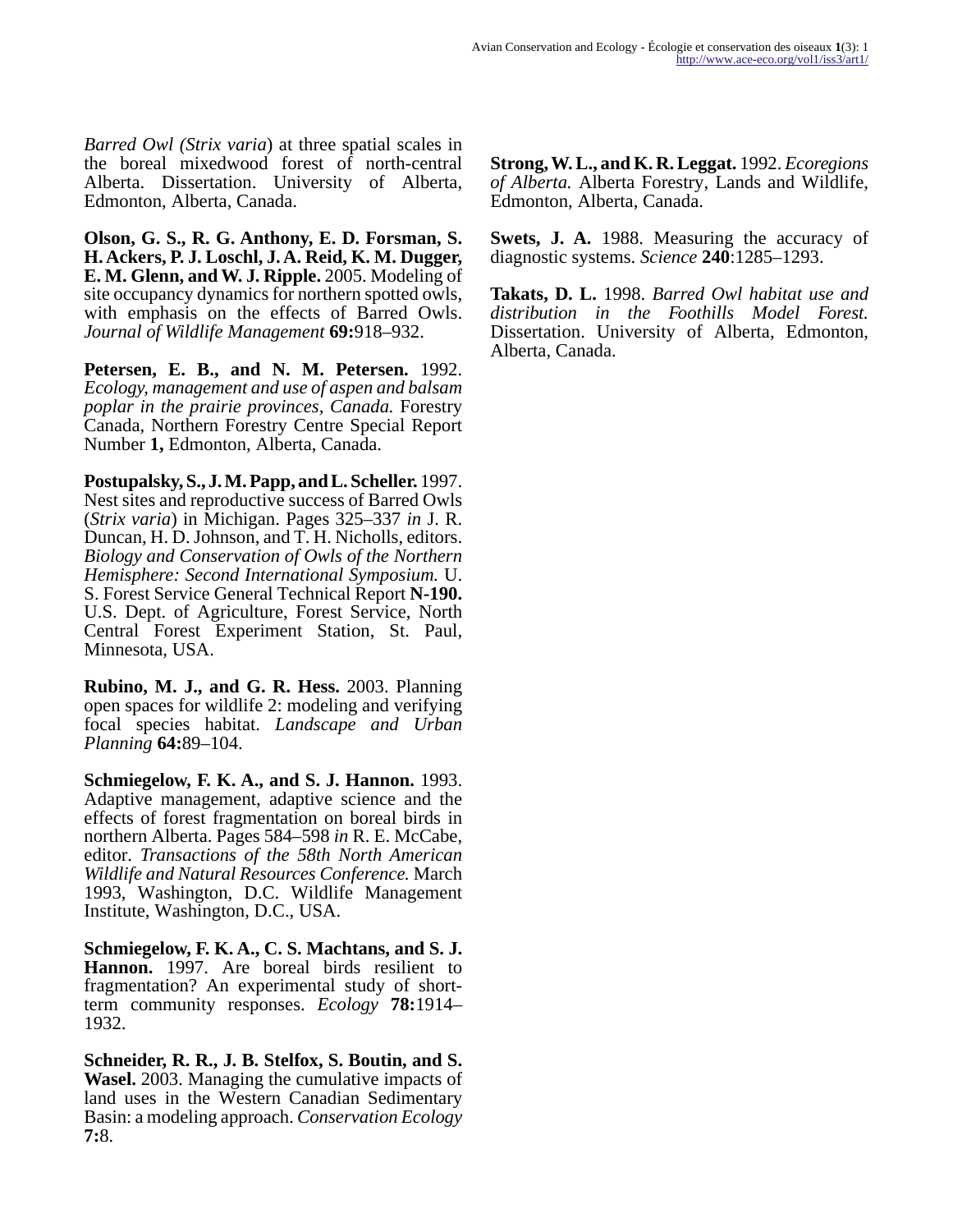*Barred Owl (Strix varia*) at three spatial scales in the boreal mixedwood forest of north-central Alberta. Dissertation. University of Alberta, Edmonton, Alberta, Canada.

**Olson, G. S., R. G. Anthony, E. D. Forsman, S. H. Ackers, P. J. Loschl, J. A. Reid, K. M. Dugger, E. M. Glenn, and W. J. Ripple.** 2005. Modeling of site occupancy dynamics for northern spotted owls, with emphasis on the effects of Barred Owls. *Journal of Wildlife Management* **69:**918–932.

**Petersen, E. B., and N. M. Petersen.** 1992. *Ecology, management and use of aspen and balsam poplar in the prairie provinces, Canada.* Forestry Canada, Northern Forestry Centre Special Report Number **1,** Edmonton, Alberta, Canada.

**Postupalsky, S., J. M. Papp, and L. Scheller.** 1997. Nest sites and reproductive success of Barred Owls (*Strix varia*) in Michigan. Pages 325–337 *in* J. R. Duncan, H. D. Johnson, and T. H. Nicholls, editors. *Biology and Conservation of Owls of the Northern Hemisphere: Second International Symposium.* U. S. Forest Service General Technical Report **N-190.** U.S. Dept. of Agriculture, Forest Service, North Central Forest Experiment Station, St. Paul, Minnesota, USA.

**Rubino, M. J., and G. R. Hess.** 2003. Planning open spaces for wildlife 2: modeling and verifying focal species habitat. *Landscape and Urban Planning* **64:**89–104.

**Schmiegelow, F. K. A., and S. J. Hannon.** 1993. Adaptive management, adaptive science and the effects of forest fragmentation on boreal birds in northern Alberta. Pages 584–598 *in* R. E. McCabe, editor. *Transactions of the 58th North American Wildlife and Natural Resources Conference.* March 1993, Washington, D.C. Wildlife Management Institute, Washington, D.C., USA.

**Schmiegelow, F. K. A., C. S. Machtans, and S. J. Hannon.** 1997. Are boreal birds resilient to fragmentation? An experimental study of short-term community responses. *Ecology* **78:**1914–1932.

**Schneider, R. R., J. B. Stelfox, S. Boutin, and S. Wasel.** 2003. Managing the cumulative impacts of land uses in the Western Canadian Sedimentary Basin: a modeling approach. *Conservation Ecology* **7:**8.

**Strong, W. L., and K. R. Leggat.** 1992. *Ecoregions of Alberta.* Alberta Forestry, Lands and Wildlife, Edmonton, Alberta, Canada.

**Swets, J. A.** 1988. Measuring the accuracy of diagnostic systems. *Science* **240**:1285–1293.

**Takats, D. L.** 1998. *Barred Owl habitat use and distribution in the Foothills Model Forest.* Dissertation. University of Alberta, Edmonton, Alberta, Canada.